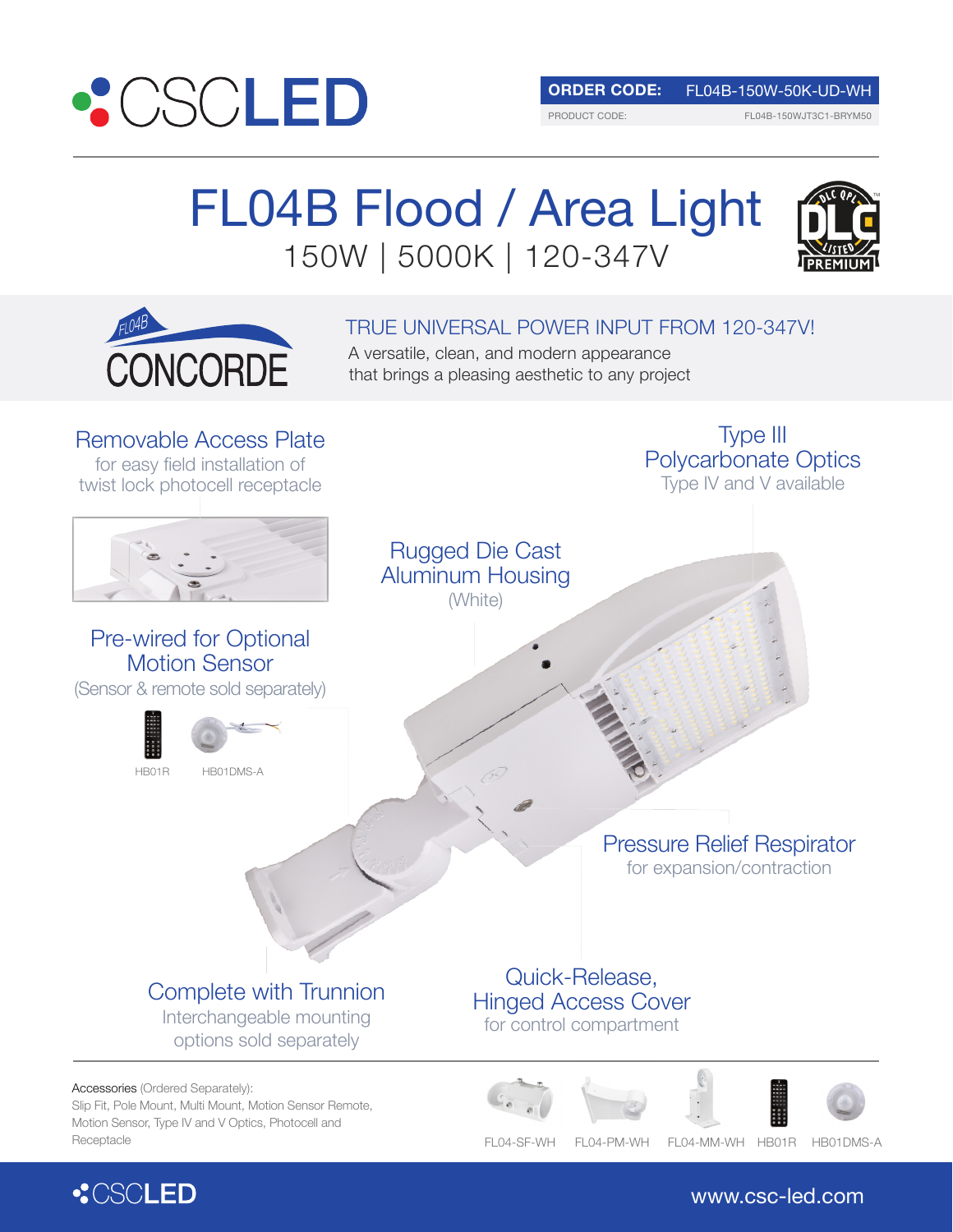CSCLED

**ORDER CODE:** FL04B-150W-50K-UD-WH

PRODUCT CODE: FL04B-150WJT3C1-BRYM50

# FL04B Flood / Area Light

150W | 5000K | 120-347V

FL04B CONCORDE

## TRUE UNIVERSAL POWER INPUT FROM 120-347V!

A versatile, clean, and modern appearance that brings a pleasing aesthetic to any project

### Removable Access Plate

for easy field installation of twist lock photocell receptacle

### Type III Polycarbonate Optics

Type IV and V available

### Rugged Die Cast Aluminum Housing

(White)

### Pre-wired for Optional Motion Sensor

(Sensor & remote sold separately)

HB01R HB01DMS-A

### Pressure Relief Respirator

for expansion/contraction

### Complete with Trunnion

Interchangeable mounting options sold separately

### Quick-Release, Hinged Access Cover

for control compartment

Accessories (Ordered Separately):
Slip Fit, Pole Mount, Multi Mount, Motion Sensor Remote, Motion Sensor, Type IV and V Optics, Photocell and Receptacle

FL04-SF-WH FL04-PM-WH FL04-MM-WH HB01R HB01DMS-A

CSCLED www.csc-led.com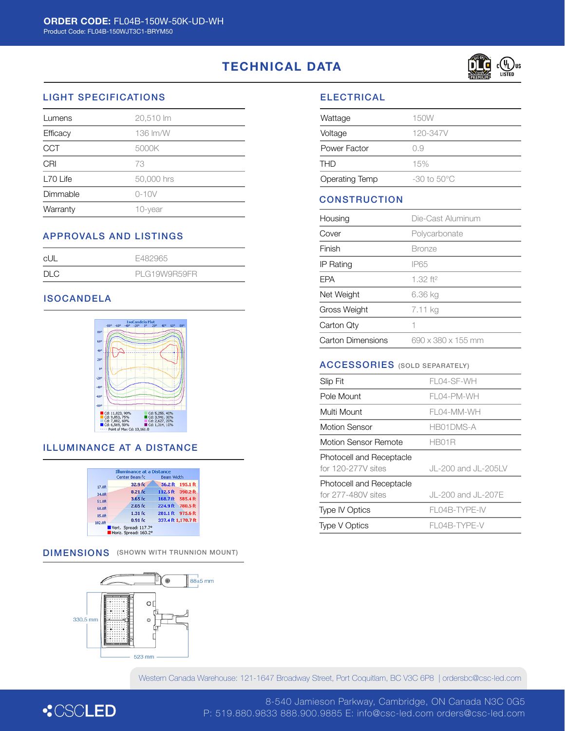**ORDER CODE:** FL04B-150W-50K-UD-WH
Product Code: FL04B-150WJT3C1-BRYM50

# TECHNICAL DATA

## LIGHT SPECIFICATIONS

| | |
|---|---|
| Lumens | 20,510 lm |
| Efficacy | 136 lm/W |
| CCT | 5000K |
| CRI | 73 |
| L70 Life | 50,000 hrs |
| Dimmable | 0-10V |
| Warranty | 10-year |

## APPROVALS AND LISTINGS

| | |
|---|---|
| cUL | E482965 |
| DLC | PLG19W9R59FR |

## ISOCANDELA

IsoCandela Plot
-80° -60° -40° -20° 0° 20° 40° 60° 80°
80° 60° 40° 20° 0° -20° -40° -60° -80°
Cd: 11,823, 90%
Cd: 9,853, 75%
Cd: 7,882, 60%
Cd: 6,569, 50%
Cd: 5,255, 40%
Cd: 3,941, 30%
Cd: 2,627, 20%
Cd: 1,314, 10%
Point of Max Cd: 13,161.0

## ILLUMINANCE AT A DISTANCE

Illuminance at a Distance
Center Beam fc
Beam Width
17.0ft 32.9 fc 56.2 ft 195.1 ft
34.0ft 8.21 fc 112.5 ft 390.2 ft
51.0ft 3.65 fc 168.7 ft 585.4 ft
68.0ft 2.05 fc 224.9 ft 780.5 ft
85.0ft 1.31 fc 281.1 ft 975.6 ft
102.0ft 0.91 fc 337.4 ft 1,170.7 ft
Vert. Spread: 117.7°
Horiz. Spread: 160.2°

## DIMENSIONS (SHOWN WITH TRUNNION MOUNT)

88±5 mm
330.5 mm
523 mm

## ELECTRICAL

| | |
|---|---|
| Wattage | 150W |
| Voltage | 120-347V |
| Power Factor | 0.9 |
| THD | 15% |
| Operating Temp | -30 to 50°C |

## CONSTRUCTION

| | |
|---|---|
| Housing | Die-Cast Aluminum |
| Cover | Polycarbonate |
| Finish | Bronze |
| IP Rating | IP65 |
| EPA | 1.32 ft² |
| Net Weight | 6.36 kg |
| Gross Weight | 7.11 kg |
| Carton Qty | 1 |
| Carton Dimensions | 690 x 380 x 155 mm |

## ACCESSORIES (SOLD SEPARATELY)

| | |
|---|---|
| Slip Fit | FL04-SF-WH |
| Pole Mount | FL04-PM-WH |
| Multi Mount | FL04-MM-WH |
| Motion Sensor | HB01DMS-A |
| Motion Sensor Remote | HB01R |
| Photocell and Receptacle for 120-277V sites | JL-200 and JL-205LV |
| Photocell and Receptacle for 277-480V sites | JL-200 and JL-207E |
| Type IV Optics | FL04B-TYPE-IV |
| Type V Optics | FL04B-TYPE-V |

Western Canada Warehouse: 121-1647 Broadway Street, Port Coquitlam, BC V3C 6P8 | ordersbc@csc-led.com

CSCLED

8-540 Jamieson Parkway, Cambridge, ON Canada N3C 0G5
P: 519.880.9833 888.900.9885 E: info@csc-led.com orders@csc-led.com